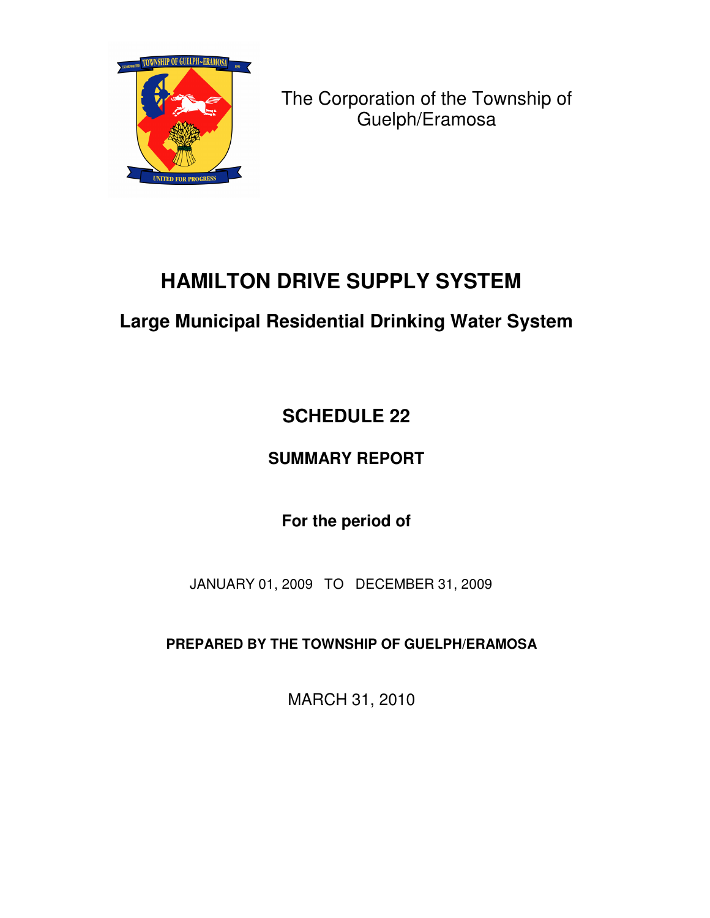The Corporation of the Township of Guelph/Eramosa

# HAMILTON DRIVE SUPPLY SYSTEM

## Large Municipal Residential Drinking Water System

## SCHEDULE 22

### SUMMARY REPORT

**For the period of**

JANUARY 01, 2009 TO DECEMBER 31, 2009

**PREPARED BY THE TOWNSHIP OF GUELPH/ERAMOSA**

MARCH 31, 2010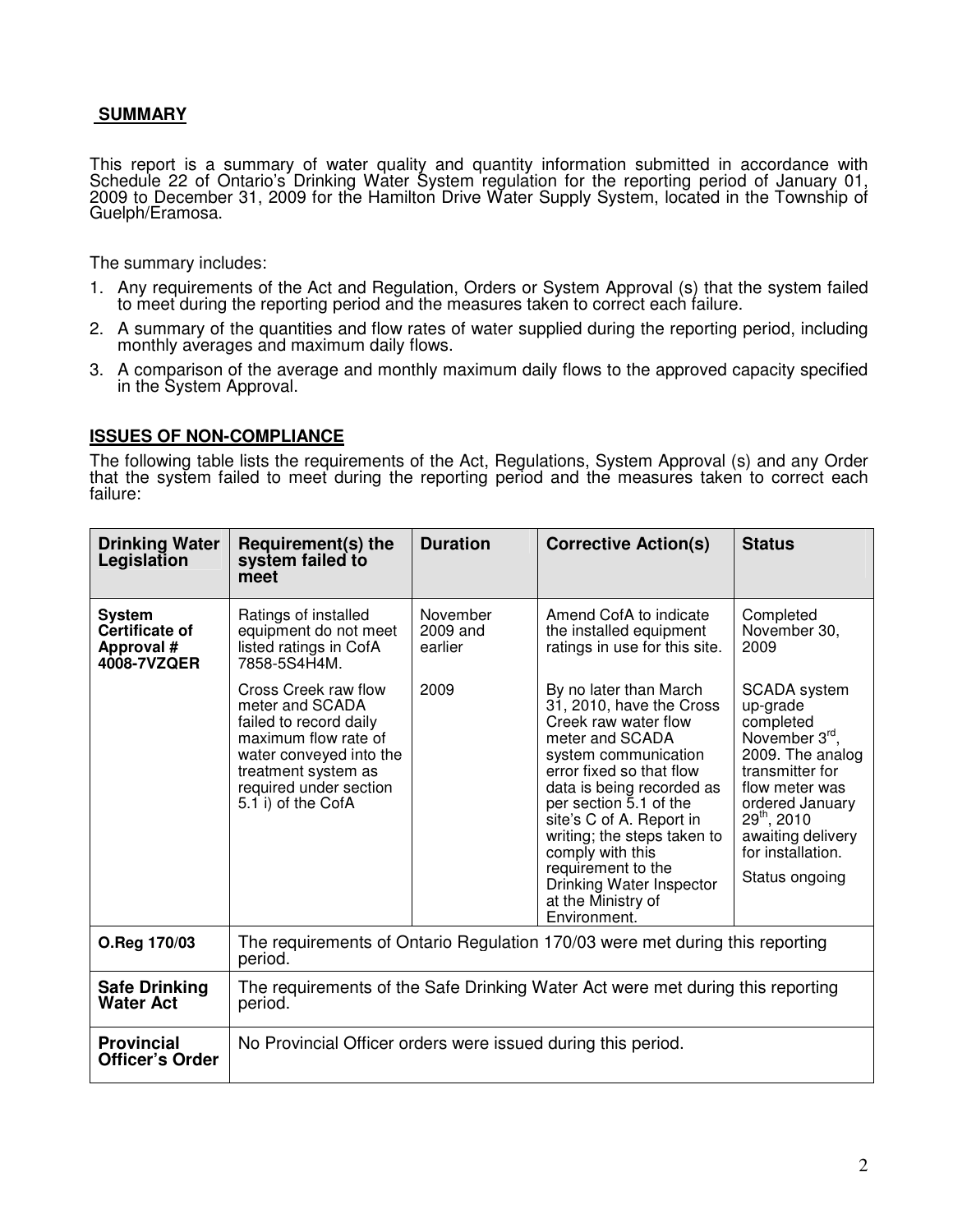## SUMMARY

This report is a summary of water quality and quantity information submitted in accordance with Schedule 22 of Ontario's Drinking Water System regulation for the reporting period of January 01, 2009 to December 31, 2009 for the Hamilton Drive Water Supply System, located in the Township of Guelph/Eramosa.

The summary includes:

1. Any requirements of the Act and Regulation, Orders or System Approval (s) that the system failed to meet during the reporting period and the measures taken to correct each failure.
2. A summary of the quantities and flow rates of water supplied during the reporting period, including monthly averages and maximum daily flows.
3. A comparison of the average and monthly maximum daily flows to the approved capacity specified in the System Approval.

## ISSUES OF NON-COMPLIANCE

The following table lists the requirements of the Act, Regulations, System Approval (s) and any Order that the system failed to meet during the reporting period and the measures taken to correct each failure:

| Drinking Water Legislation | Requirement(s) the system failed to meet | Duration | Corrective Action(s) | Status |
|---|---|---|---|---|
| **System Certificate of Approval # 4008-7VZQER** | Ratings of installed equipment do not meet listed ratings in CofA 7858-5S4H4M. | November 2009 and earlier | Amend CofA to indicate the installed equipment ratings in use for this site. | Completed November 30, 2009 |
| | Cross Creek raw flow meter and SCADA failed to record daily maximum flow rate of water conveyed into the treatment system as required under section 5.1 i) of the CofA | 2009 | By no later than March 31, 2010, have the Cross Creek raw water flow meter and SCADA system communication error fixed so that flow data is being recorded as per section 5.1 of the site's C of A. Report in writing; the steps taken to comply with this requirement to the Drinking Water Inspector at the Ministry of Environment. | SCADA system up-grade completed November 3rd, 2009. The analog transmitter for flow meter was ordered January 29th, 2010 awaiting delivery for installation. Status ongoing |
| **O.Reg 170/03** | The requirements of Ontario Regulation 170/03 were met during this reporting period. | | | |
| **Safe Drinking Water Act** | The requirements of the Safe Drinking Water Act were met during this reporting period. | | | |
| **Provincial Officer's Order** | No Provincial Officer orders were issued during this period. | | | |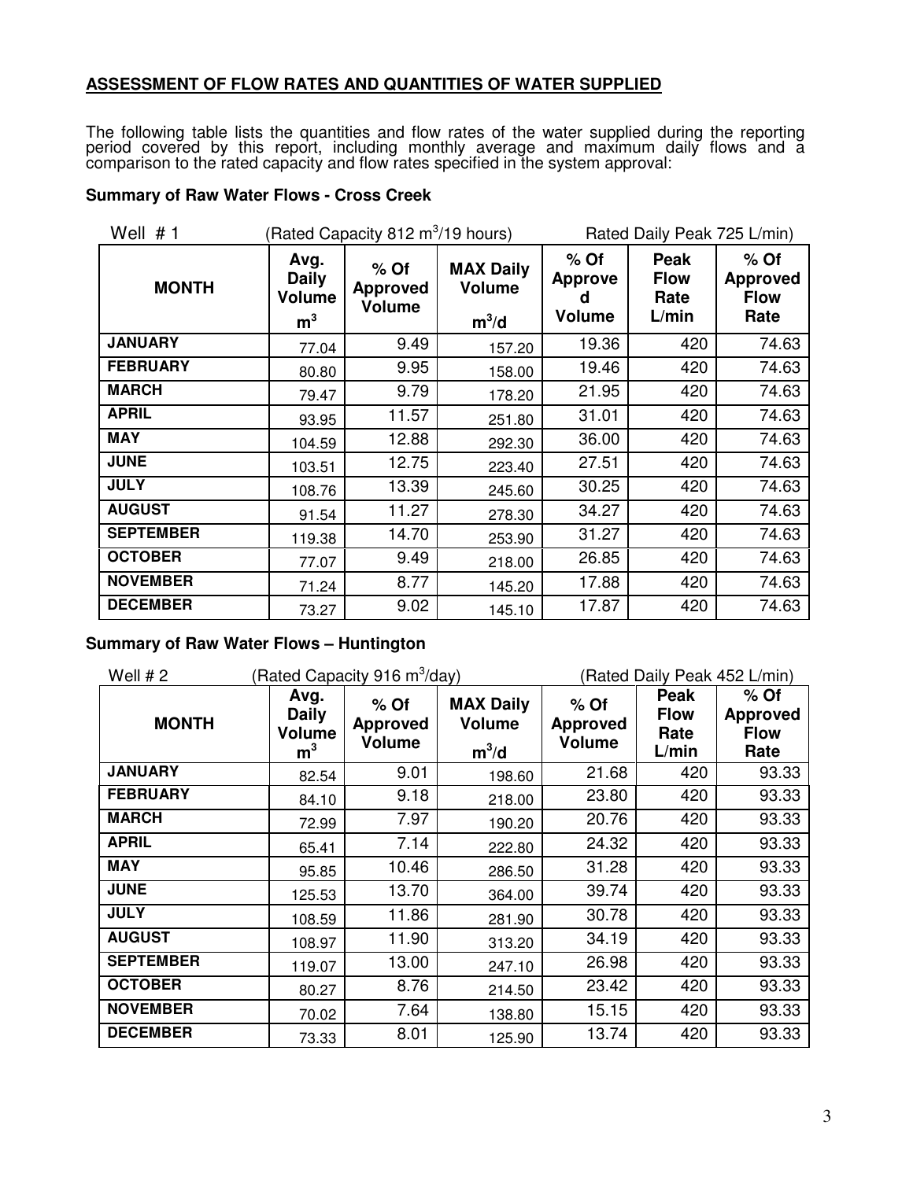## ASSESSMENT OF FLOW RATES AND QUANTITIES OF WATER SUPPLIED

The following table lists the quantities and flow rates of the water supplied during the reporting period covered by this report, including monthly average and maximum daily flows and a comparison to the rated capacity and flow rates specified in the system approval:

### Summary of Raw Water Flows - Cross Creek

Well # 1 (Rated Capacity 812 $m^3$/19 hours) Rated Daily Peak 725 L/min)

| MONTH | Avg. Daily Volume $m^3$ | % Of Approved Volume | MAX Daily Volume $m^3/d$ | % Of Approved Volume | Peak Flow Rate L/min | % Of Approved Flow Rate |
|---|---|---|---|---|---|---|
| JANUARY | 77.04 | 9.49 | 157.20 | 19.36 | 420 | 74.63 |
| FEBRUARY | 80.80 | 9.95 | 158.00 | 19.46 | 420 | 74.63 |
| MARCH | 79.47 | 9.79 | 178.20 | 21.95 | 420 | 74.63 |
| APRIL | 93.95 | 11.57 | 251.80 | 31.01 | 420 | 74.63 |
| MAY | 104.59 | 12.88 | 292.30 | 36.00 | 420 | 74.63 |
| JUNE | 103.51 | 12.75 | 223.40 | 27.51 | 420 | 74.63 |
| JULY | 108.76 | 13.39 | 245.60 | 30.25 | 420 | 74.63 |
| AUGUST | 91.54 | 11.27 | 278.30 | 34.27 | 420 | 74.63 |
| SEPTEMBER | 119.38 | 14.70 | 253.90 | 31.27 | 420 | 74.63 |
| OCTOBER | 77.07 | 9.49 | 218.00 | 26.85 | 420 | 74.63 |
| NOVEMBER | 71.24 | 8.77 | 145.20 | 17.88 | 420 | 74.63 |
| DECEMBER | 73.27 | 9.02 | 145.10 | 17.87 | 420 | 74.63 |

### Summary of Raw Water Flows – Huntington

Well # 2 (Rated Capacity 916 $m^3$/day) (Rated Daily Peak 452 L/min)

| MONTH | Avg. Daily Volume $m^3$ | % Of Approved Volume | MAX Daily Volume $m^3/d$ | % Of Approved Volume | Peak Flow Rate L/min | % Of Approved Flow Rate |
|---|---|---|---|---|---|---|
| JANUARY | 82.54 | 9.01 | 198.60 | 21.68 | 420 | 93.33 |
| FEBRUARY | 84.10 | 9.18 | 218.00 | 23.80 | 420 | 93.33 |
| MARCH | 72.99 | 7.97 | 190.20 | 20.76 | 420 | 93.33 |
| APRIL | 65.41 | 7.14 | 222.80 | 24.32 | 420 | 93.33 |
| MAY | 95.85 | 10.46 | 286.50 | 31.28 | 420 | 93.33 |
| JUNE | 125.53 | 13.70 | 364.00 | 39.74 | 420 | 93.33 |
| JULY | 108.59 | 11.86 | 281.90 | 30.78 | 420 | 93.33 |
| AUGUST | 108.97 | 11.90 | 313.20 | 34.19 | 420 | 93.33 |
| SEPTEMBER | 119.07 | 13.00 | 247.10 | 26.98 | 420 | 93.33 |
| OCTOBER | 80.27 | 8.76 | 214.50 | 23.42 | 420 | 93.33 |
| NOVEMBER | 70.02 | 7.64 | 138.80 | 15.15 | 420 | 93.33 |
| DECEMBER | 73.33 | 8.01 | 125.90 | 13.74 | 420 | 93.33 |